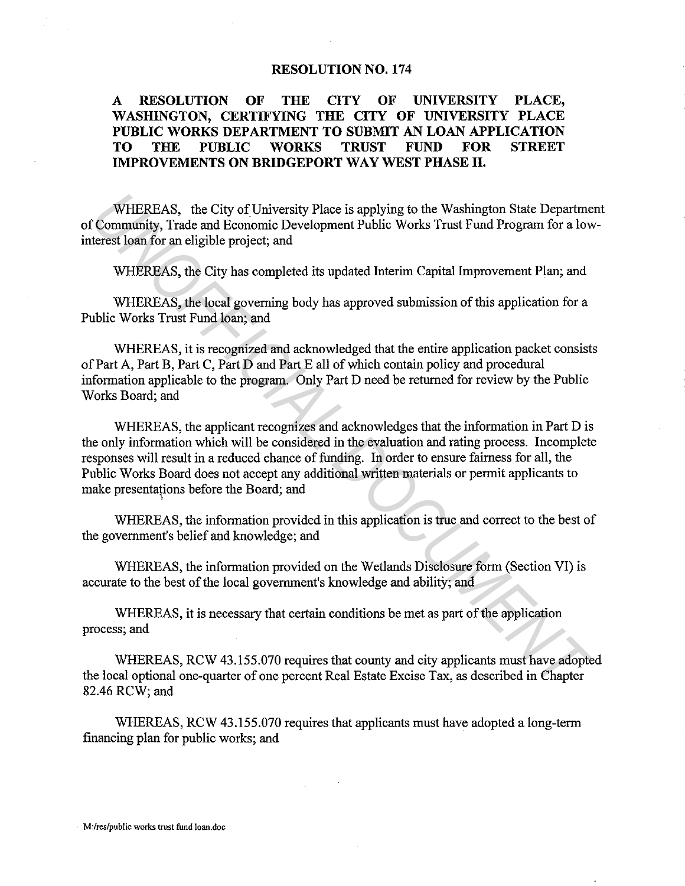# RESOLUTION NO. 174

## A RESOLUTION OF THE CITY OF UNIVERSITY PLACE, WASHINGTON, CERTIFYING THE CITY OF UNIVERSITY PLACE PUBLIC WORKS DEPARTMENT TO SUBMIT AN LOAN APPLICATION TO THE PUBLIC WORKS TRUST FUND FOR STREET IMPROVEMENTS ON BRIDGEPORT WAY WEST PHASE II.

WHEREAS, the City of University Place is applying to the Washington State Department of Community, Trade and Economic Development Public Works Trust Fund Program for a low-interest loan for an eligible project; and

WHEREAS, the City has completed its updated Interim Capital Improvement Plan; and

WHEREAS, the local governing body has approved submission of this application for a Public Works Trust Fund loan; and

WHEREAS, it is recognized and acknowledged that the entire application packet consists of Part A, Part B, Part C, Part D and Part E all of which contain policy and procedural information applicable to the program. Only Part D need be returned for review by the Public Works Board; and

WHEREAS, the applicant recognizes and acknowledges that the information in Part D is the only information which will be considered in the evaluation and rating process. Incomplete responses will result in a reduced chance of funding. In order to ensure fairness for all, the Public Works Board does not accept any additional written materials or permit applicants to make presentations before the Board; and

WHEREAS, the information provided in this application is true and correct to the best of the government's belief and knowledge; and

WHEREAS, the information provided on the Wetlands Disclosure form (Section VI) is accurate to the best of the local government's knowledge and ability; and

WHEREAS, it is necessary that certain conditions be met as part of the application process; and

WHEREAS, RCW 43.155.070 requires that county and city applicants must have adopted the local optional one-quarter of one percent Real Estate Excise Tax, as described in Chapter 82.46 RCW; and

WHEREAS, RCW 43.155.070 requires that applicants must have adopted a long-term financing plan for public works; and

M:/res/public works trust fund loan.doc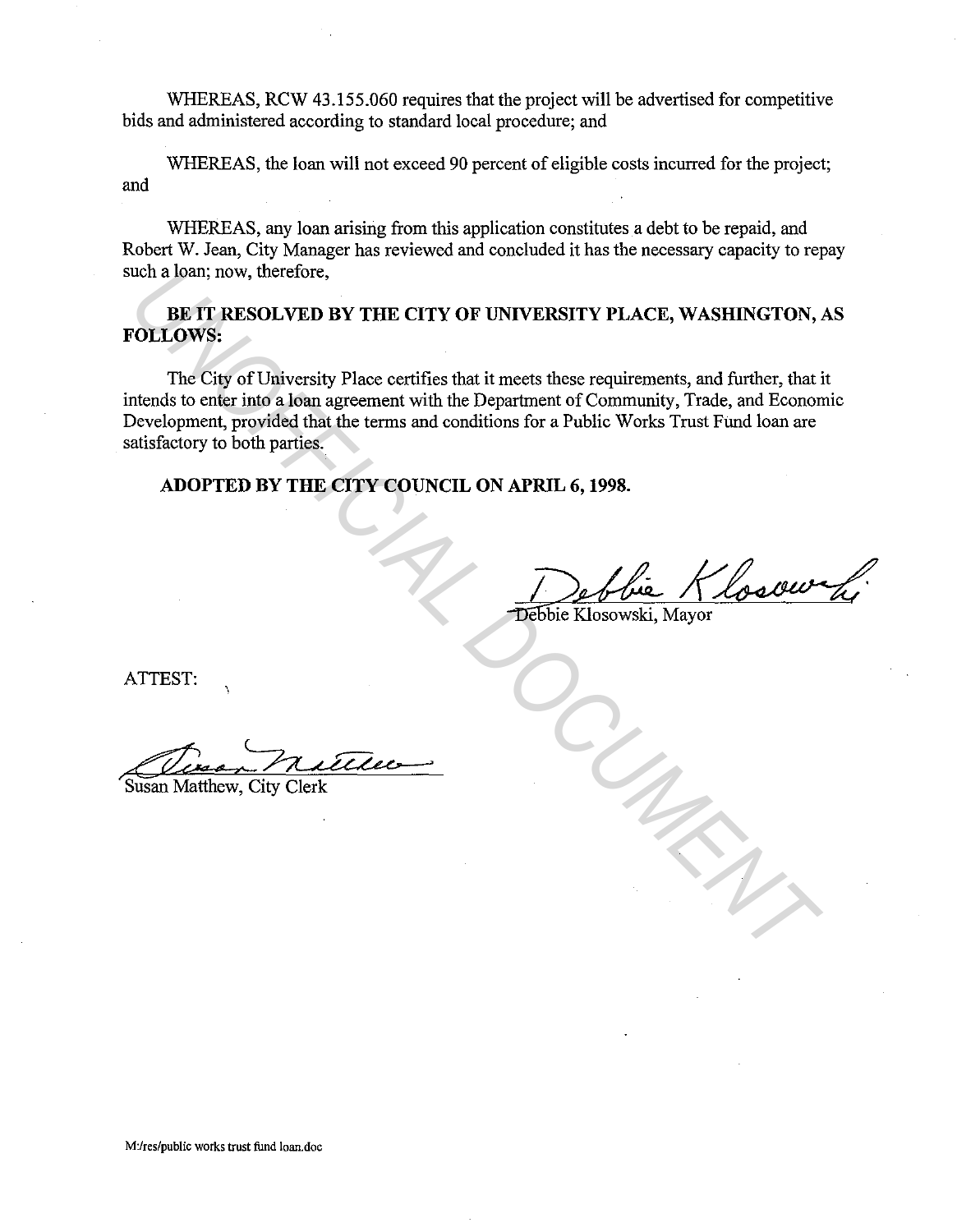WHEREAS, RCW 43.155.060 requires that the project will be advertised for competitive bids and administered according to standard local procedure; and

WHEREAS, the loan will not exceed 90 percent of eligible costs incurred for the project; and

WHEREAS, any loan arising from this application constitutes a debt to be repaid, and Robert W. Jean, City Manager has reviewed and concluded it has the necessary capacity to repay such a loan; now, therefore,

**BE IT RESOLVED BY THE CITY OF UNIVERSITY PLACE, WASHINGTON, AS FOLLOWS:**

The City of University Place certifies that it meets these requirements, and further, that it intends to enter into a loan agreement with the Department of Community, Trade, and Economic Development, provided that the terms and conditions for a Public Works Trust Fund loan are satisfactory to both parties.

**ADOPTED BY THE CITY COUNCIL ON APRIL 6, 1998.**

Debbie Klosowski, Mayor

ATTEST:

Susan Matthew, City Clerk

M:/res/public works trust fund loan.doc